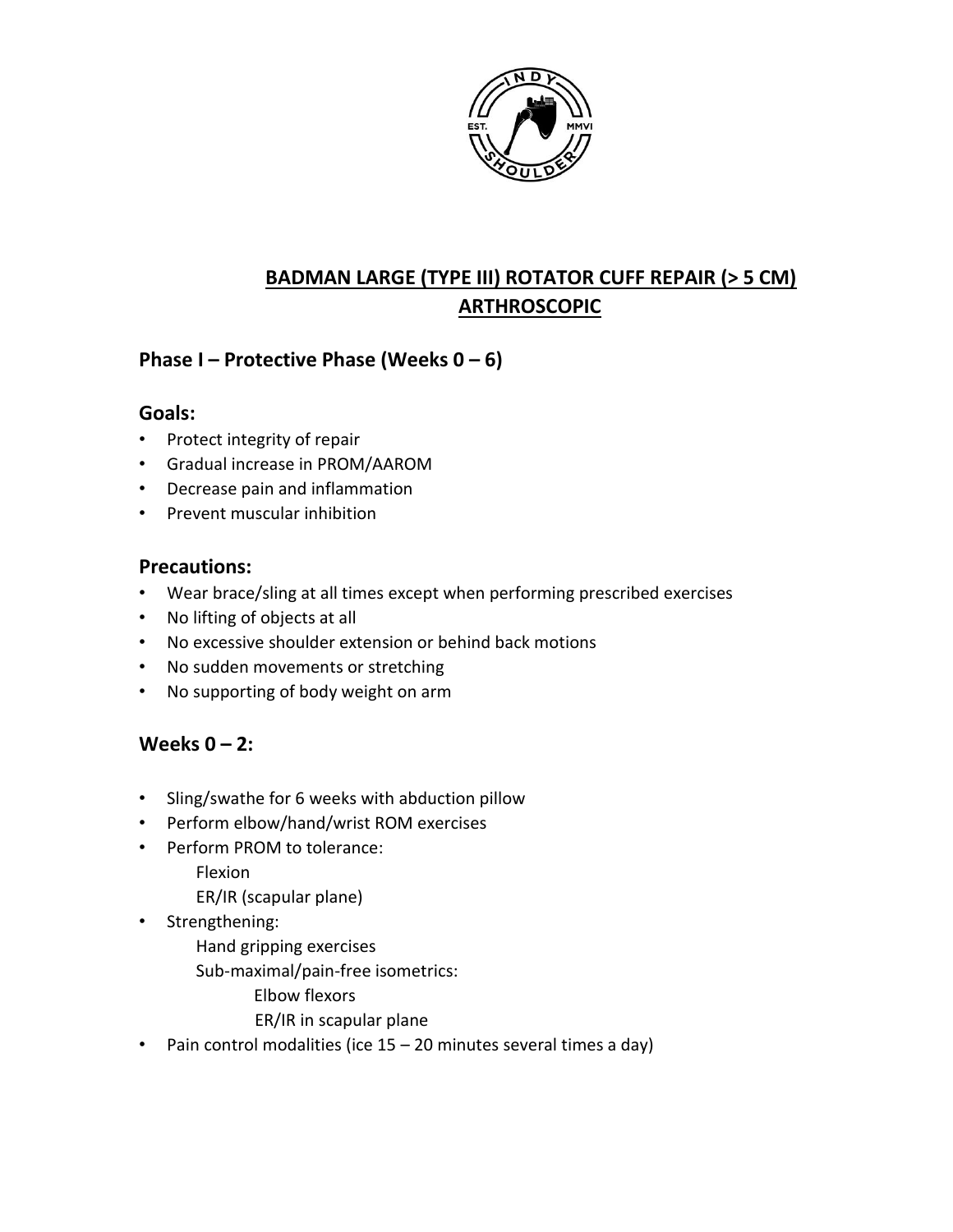# BADMAN LARGE (TYPE III) ROTATOR CUFF REPAIR (> 5 CM) ARTHROSCOPIC

## Phase I – Protective Phase (Weeks 0 – 6)

### Goals:

- Protect integrity of repair
- Gradual increase in PROM/AAROM
- Decrease pain and inflammation
- Prevent muscular inhibition

### Precautions:

- Wear brace/sling at all times except when performing prescribed exercises
- No lifting of objects at all
- No excessive shoulder extension or behind back motions
- No sudden movements or stretching
- No supporting of body weight on arm

### Weeks 0 – 2:

- Sling/swathe for 6 weeks with abduction pillow
- Perform elbow/hand/wrist ROM exercises
- Perform PROM to tolerance:
  - Flexion
  - ER/IR (scapular plane)
- Strengthening:
  - Hand gripping exercises
  - Sub-maximal/pain-free isometrics:
    - Elbow flexors
    - ER/IR in scapular plane
- Pain control modalities (ice 15 – 20 minutes several times a day)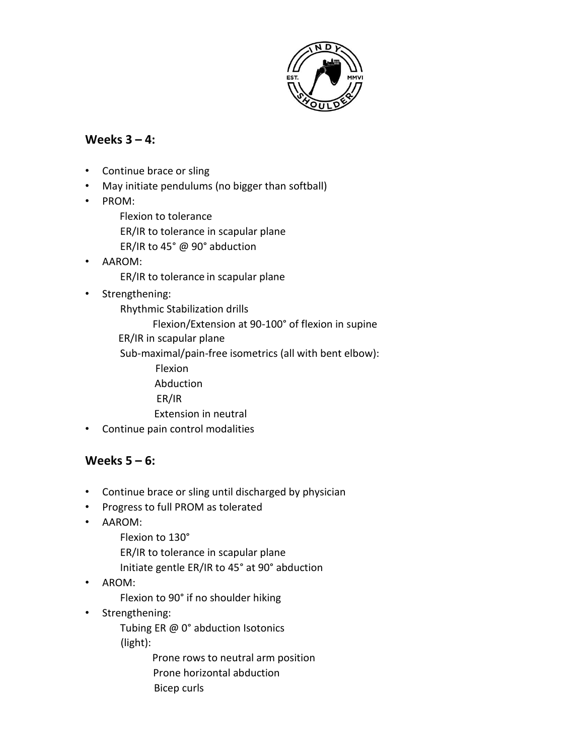## Weeks 3 – 4:

- Continue brace or sling
- May initiate pendulums (no bigger than softball)
- PROM:
  - Flexion to tolerance
  - ER/IR to tolerance in scapular plane
  - ER/IR to 45° @ 90° abduction
- AAROM:
  - ER/IR to tolerance in scapular plane
- Strengthening:
  - Rhythmic Stabilization drills
    - Flexion/Extension at 90-100° of flexion in supine
  - ER/IR in scapular plane
  - Sub-maximal/pain-free isometrics (all with bent elbow):
    - Flexion
    - Abduction
    - ER/IR
    - Extension in neutral
- Continue pain control modalities

## Weeks 5 – 6:

- Continue brace or sling until discharged by physician
- Progress to full PROM as tolerated
- AAROM:
  - Flexion to 130°
  - ER/IR to tolerance in scapular plane
  - Initiate gentle ER/IR to 45° at 90° abduction
- AROM:
  - Flexion to 90° if no shoulder hiking
- Strengthening:
  - Tubing ER @ 0° abduction Isotonics (light):
    - Prone rows to neutral arm position
    - Prone horizontal abduction
    - Bicep curls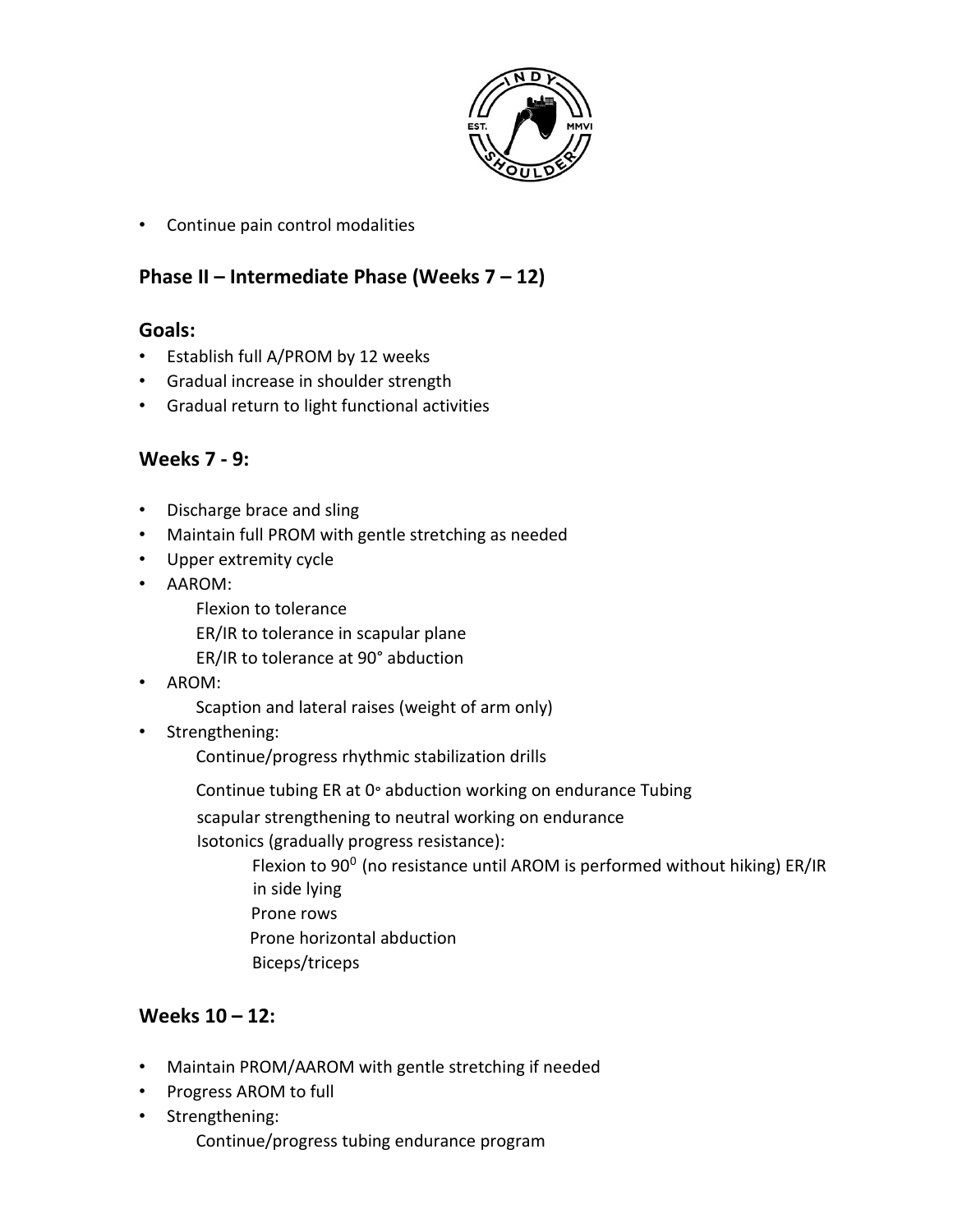- Continue pain control modalities

## Phase II – Intermediate Phase (Weeks 7 – 12)

### Goals:

- Establish full A/PROM by 12 weeks
- Gradual increase in shoulder strength
- Gradual return to light functional activities

### Weeks 7 - 9:

- Discharge brace and sling
- Maintain full PROM with gentle stretching as needed
- Upper extremity cycle
- AAROM:
  - Flexion to tolerance
  - ER/IR to tolerance in scapular plane
  - ER/IR to tolerance at 90° abduction
- AROM:
  - Scaption and lateral raises (weight of arm only)
- Strengthening:
  - Continue/progress rhythmic stabilization drills
  - Continue tubing ER at 0∘ abduction working on endurance Tubing scapular strengthening to neutral working on endurance
  - Isotonics (gradually progress resistance):
    - Flexion to $90^0$ (no resistance until AROM is performed without hiking) ER/IR in side lying
    - Prone rows
    - Prone horizontal abduction
    - Biceps/triceps

### Weeks 10 – 12:

- Maintain PROM/AAROM with gentle stretching if needed
- Progress AROM to full
- Strengthening:
  - Continue/progress tubing endurance program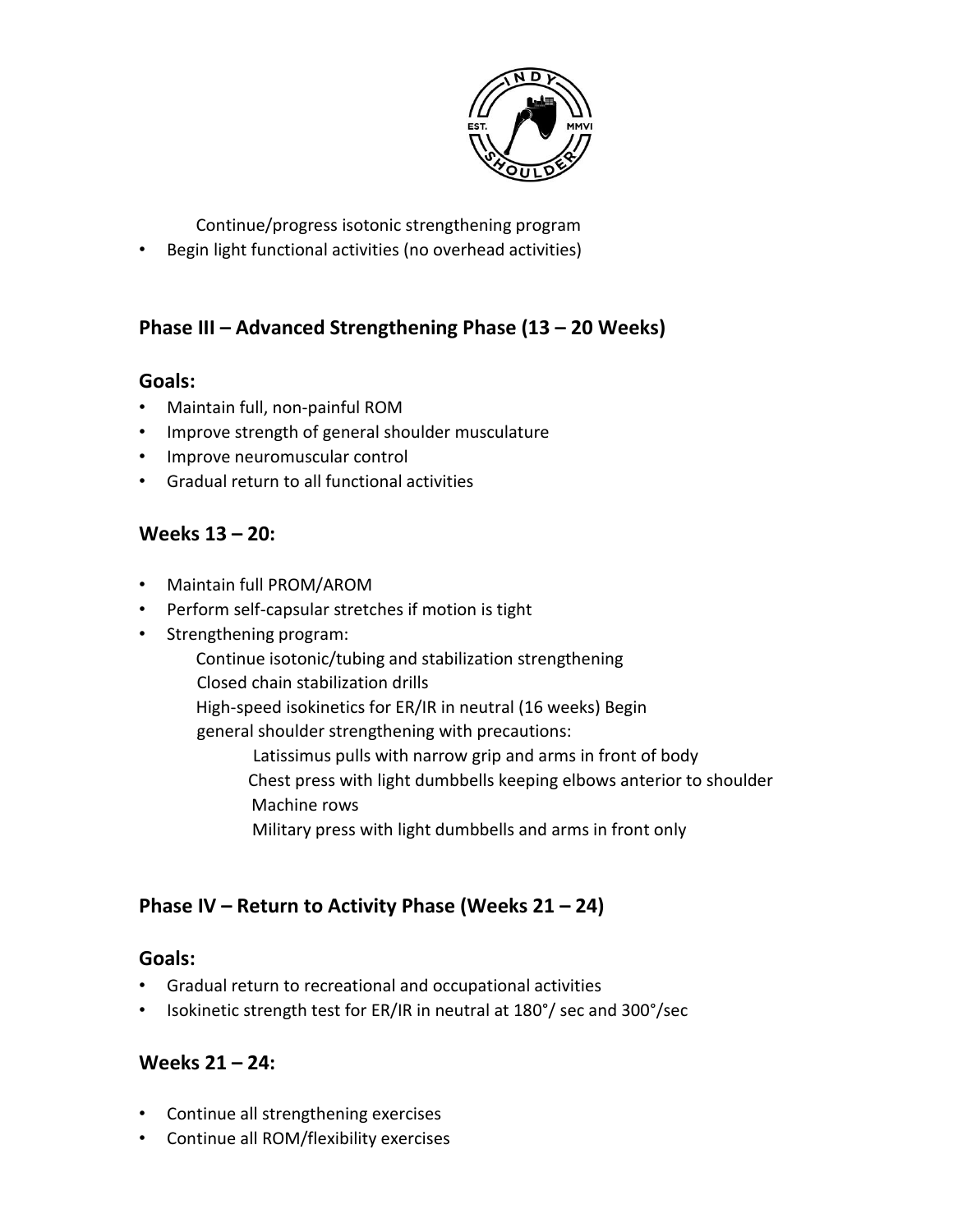Continue/progress isotonic strengthening program

- Begin light functional activities (no overhead activities)

## Phase III – Advanced Strengthening Phase (13 – 20 Weeks)

### Goals:

- Maintain full, non-painful ROM
- Improve strength of general shoulder musculature
- Improve neuromuscular control
- Gradual return to all functional activities

### Weeks 13 – 20:

- Maintain full PROM/AROM
- Perform self-capsular stretches if motion is tight
- Strengthening program:
  - Continue isotonic/tubing and stabilization strengthening
  - Closed chain stabilization drills
  - High-speed isokinetics for ER/IR in neutral (16 weeks) Begin general shoulder strengthening with precautions:
    - Latissimus pulls with narrow grip and arms in front of body
    - Chest press with light dumbbells keeping elbows anterior to shoulder
    - Machine rows
    - Military press with light dumbbells and arms in front only

## Phase IV – Return to Activity Phase (Weeks 21 – 24)

### Goals:

- Gradual return to recreational and occupational activities
- Isokinetic strength test for ER/IR in neutral at 180°/ sec and 300°/sec

### Weeks 21 – 24:

- Continue all strengthening exercises
- Continue all ROM/flexibility exercises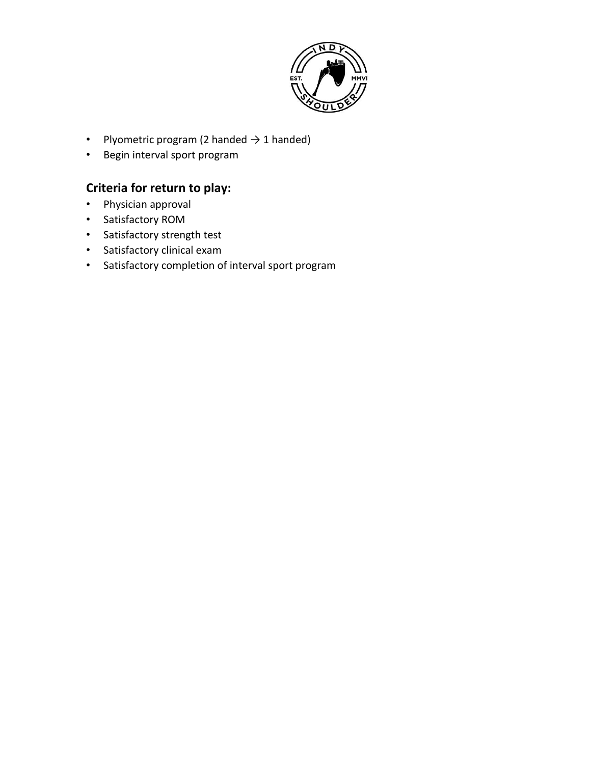- Plyometric program (2 handed → 1 handed)
- Begin interval sport program

## Criteria for return to play:

- Physician approval
- Satisfactory ROM
- Satisfactory strength test
- Satisfactory clinical exam
- Satisfactory completion of interval sport program